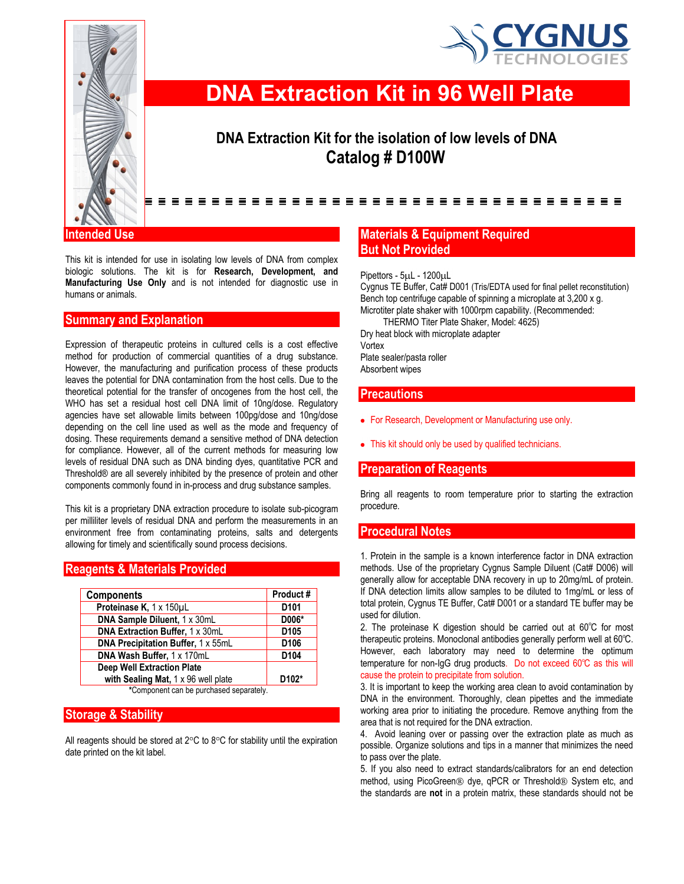CYGNUS TECHNOLOGIES

# DNA Extraction Kit in 96 Well Plate

## DNA Extraction Kit for the isolation of low levels of DNA
## Catalog # D100W

## Intended Use

This kit is intended for use in isolating low levels of DNA from complex biologic solutions. The kit is for **Research, Development, and Manufacturing Use Only** and is not intended for diagnostic use in humans or animals.

## Summary and Explanation

Expression of therapeutic proteins in cultured cells is a cost effective method for production of commercial quantities of a drug substance. However, the manufacturing and purification process of these products leaves the potential for DNA contamination from the host cells. Due to the theoretical potential for the transfer of oncogenes from the host cell, the WHO has set a residual host cell DNA limit of 10ng/dose. Regulatory agencies have set allowable limits between 100pg/dose and 10ng/dose depending on the cell line used as well as the mode and frequency of dosing. These requirements demand a sensitive method of DNA detection for compliance. However, all of the current methods for measuring low levels of residual DNA such as DNA binding dyes, quantitative PCR and Threshold® are all severely inhibited by the presence of protein and other components commonly found in in-process and drug substance samples.

This kit is a proprietary DNA extraction procedure to isolate sub-picogram per milliliter levels of residual DNA and perform the measurements in an environment free from contaminating proteins, salts and detergents allowing for timely and scientifically sound process decisions.

## Reagents & Materials Provided

| Components | Product # |
|---|---|
| **Proteinase K,** 1 x 150µL | D101 |
| **DNA Sample Diluent,** 1 x 30mL | D006* |
| **DNA Extraction Buffer,** 1 x 30mL | D105 |
| **DNA Precipitation Buffer,** 1 x 55mL | D106 |
| **DNA Wash Buffer,** 1 x 170mL | D104 |
| **Deep Well Extraction Plate with Sealing Mat,** 1 x 96 well plate | D102* |

*Component can be purchased separately.

## Storage & Stability

All reagents should be stored at 2°C to 8°C for stability until the expiration date printed on the kit label.

## Materials & Equipment Required But Not Provided

Pipettors - 5µL - 1200µL
Cygnus TE Buffer, Cat# D001 (Tris/EDTA used for final pellet reconstitution)
Bench top centrifuge capable of spinning a microplate at 3,200 x g.
Microtiter plate shaker with 1000rpm capability. (Recommended: THERMO Titer Plate Shaker, Model: 4625)
Dry heat block with microplate adapter
Vortex
Plate sealer/pasta roller
Absorbent wipes

## Precautions

- For Research, Development or Manufacturing use only.
- This kit should only be used by qualified technicians.

## Preparation of Reagents

Bring all reagents to room temperature prior to starting the extraction procedure.

## Procedural Notes

1. Protein in the sample is a known interference factor in DNA extraction methods. Use of the proprietary Cygnus Sample Diluent (Cat# D006) will generally allow for acceptable DNA recovery in up to 20mg/mL of protein. If DNA detection limits allow samples to be diluted to 1mg/mL or less of total protein, Cygnus TE Buffer, Cat# D001 or a standard TE buffer may be used for dilution.
2. The proteinase K digestion should be carried out at 60°C for most therapeutic proteins. Monoclonal antibodies generally perform well at 60°C. However, each laboratory may need to determine the optimum temperature for non-IgG drug products. Do not exceed 60°C as this will cause the protein to precipitate from solution.
3. It is important to keep the working area clean to avoid contamination by DNA in the environment. Thoroughly, clean pipettes and the immediate working area prior to initiating the procedure. Remove anything from the area that is not required for the DNA extraction.
4. Avoid leaning over or passing over the extraction plate as much as possible. Organize solutions and tips in a manner that minimizes the need to pass over the plate.
5. If you also need to extract standards/calibrators for an end detection method, using PicoGreen® dye, qPCR or Threshold® System etc, and the standards are **not** in a protein matrix, these standards should not be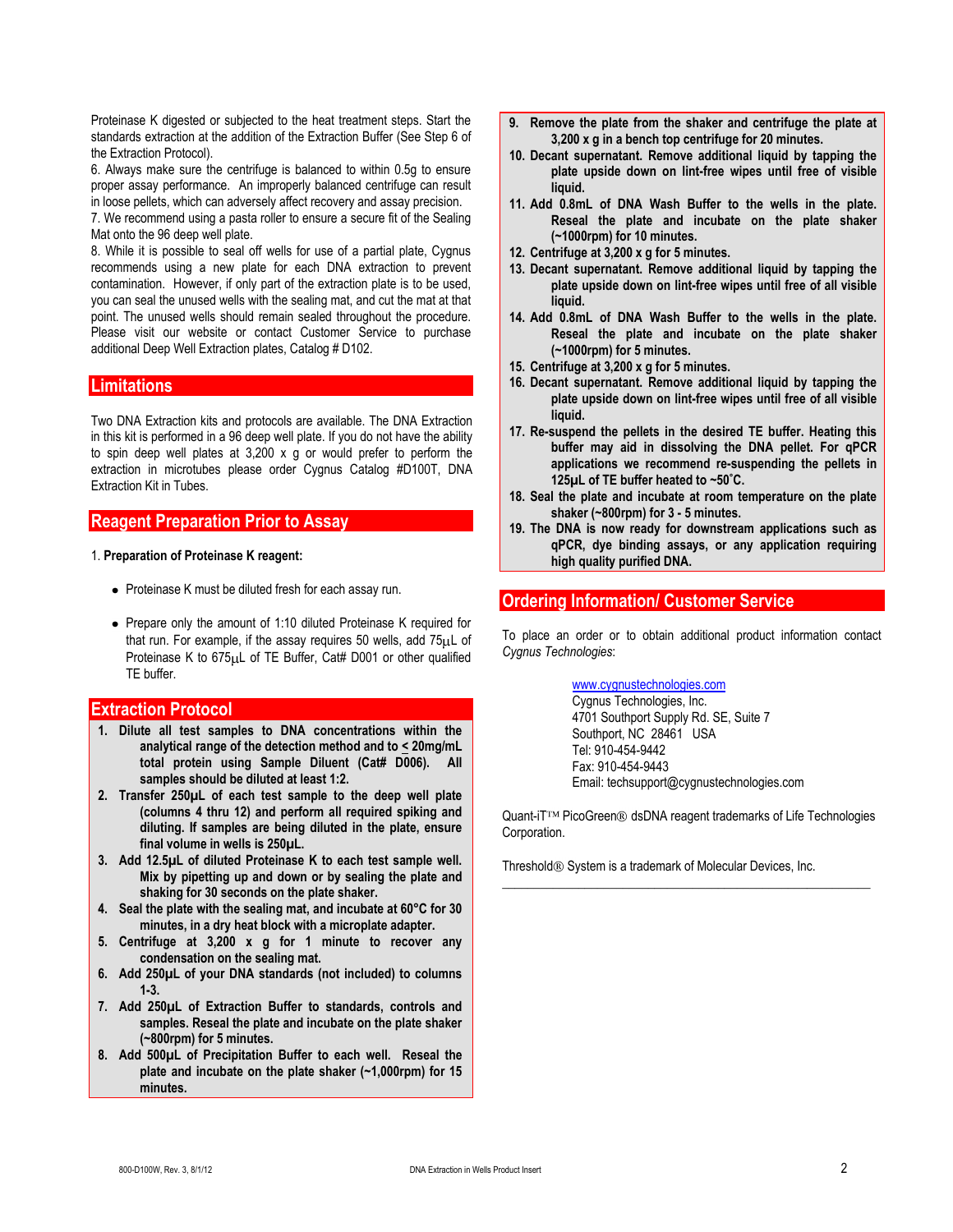Proteinase K digested or subjected to the heat treatment steps. Start the standards extraction at the addition of the Extraction Buffer (See Step 6 of the Extraction Protocol).

6. Always make sure the centrifuge is balanced to within 0.5g to ensure proper assay performance. An improperly balanced centrifuge can result in loose pellets, which can adversely affect recovery and assay precision.

7. We recommend using a pasta roller to ensure a secure fit of the Sealing Mat onto the 96 deep well plate.

8. While it is possible to seal off wells for use of a partial plate, Cygnus recommends using a new plate for each DNA extraction to prevent contamination. However, if only part of the extraction plate is to be used, you can seal the unused wells with the sealing mat, and cut the mat at that point. The unused wells should remain sealed throughout the procedure. Please visit our website or contact Customer Service to purchase additional Deep Well Extraction plates, Catalog # D102.

## Limitations

Two DNA Extraction kits and protocols are available. The DNA Extraction in this kit is performed in a 96 deep well plate. If you do not have the ability to spin deep well plates at 3,200 x g or would prefer to perform the extraction in microtubes please order Cygnus Catalog #D100T, DNA Extraction Kit in Tubes.

## Reagent Preparation Prior to Assay

1. **Preparation of Proteinase K reagent:**

- Proteinase K must be diluted fresh for each assay run.
- Prepare only the amount of 1:10 diluted Proteinase K required for that run. For example, if the assay requires 50 wells, add 75µL of Proteinase K to 675µL of TE Buffer, Cat# D001 or other qualified TE buffer.

## Extraction Protocol

1. **Dilute all test samples to DNA concentrations within the analytical range of the detection method and to ≤ 20mg/mL total protein using Sample Diluent (Cat# D006). All samples should be diluted at least 1:2.**
2. **Transfer 250µL of each test sample to the deep well plate (columns 4 thru 12) and perform all required spiking and diluting. If samples are being diluted in the plate, ensure final volume in wells is 250µL.**
3. **Add 12.5µL of diluted Proteinase K to each test sample well. Mix by pipetting up and down or by sealing the plate and shaking for 30 seconds on the plate shaker.**
4. **Seal the plate with the sealing mat, and incubate at 60°C for 30 minutes, in a dry heat block with a microplate adapter.**
5. **Centrifuge at 3,200 x g for 1 minute to recover any condensation on the sealing mat.**
6. **Add 250µL of your DNA standards (not included) to columns 1-3.**
7. **Add 250µL of Extraction Buffer to standards, controls and samples. Reseal the plate and incubate on the plate shaker (~800rpm) for 5 minutes.**
8. **Add 500µL of Precipitation Buffer to each well. Reseal the plate and incubate on the plate shaker (~1,000rpm) for 15 minutes.**
9. **Remove the plate from the shaker and centrifuge the plate at 3,200 x g in a bench top centrifuge for 20 minutes.**
10. **Decant supernatant. Remove additional liquid by tapping the plate upside down on lint-free wipes until free of visible liquid.**
11. **Add 0.8mL of DNA Wash Buffer to the wells in the plate. Reseal the plate and incubate on the plate shaker (~1000rpm) for 10 minutes.**
12. **Centrifuge at 3,200 x g for 5 minutes.**
13. **Decant supernatant. Remove additional liquid by tapping the plate upside down on lint-free wipes until free of all visible liquid.**
14. **Add 0.8mL of DNA Wash Buffer to the wells in the plate. Reseal the plate and incubate on the plate shaker (~1000rpm) for 5 minutes.**
15. **Centrifuge at 3,200 x g for 5 minutes.**
16. **Decant supernatant. Remove additional liquid by tapping the plate upside down on lint-free wipes until free of all visible liquid.**
17. **Re-suspend the pellets in the desired TE buffer. Heating this buffer may aid in dissolving the DNA pellet. For qPCR applications we recommend re-suspending the pellets in 125µL of TE buffer heated to ~50˚C.**
18. **Seal the plate and incubate at room temperature on the plate shaker (~800rpm) for 3 - 5 minutes.**
19. **The DNA is now ready for downstream applications such as qPCR, dye binding assays, or any application requiring high quality purified DNA.**

## Ordering Information/ Customer Service

To place an order or to obtain additional product information contact *Cygnus Technologies*:

www.cygnustechnologies.com
Cygnus Technologies, Inc.
4701 Southport Supply Rd. SE, Suite 7
Southport, NC 28461 USA
Tel: 910-454-9442
Fax: 910-454-9443
Email: techsupport@cygnustechnologies.com

Quant-iT™ PicoGreen® dsDNA reagent trademarks of Life Technologies Corporation.

Threshold® System is a trademark of Molecular Devices, Inc.

800-D100W, Rev. 3, 8/1/12